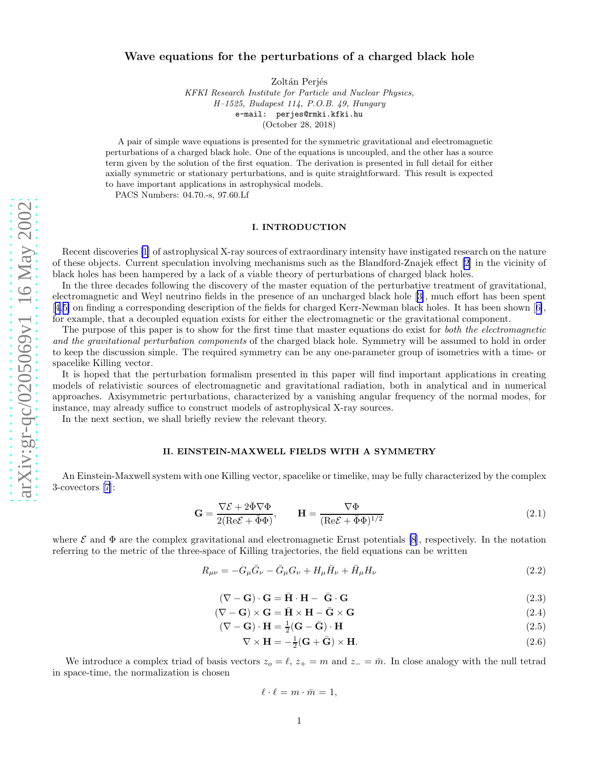# Wave equations for the perturbations of a charged black hole

Zoltán Perjés

*KFKI Research Institute for Particle and Nuclear Physics,*
*H–1525, Budapest 114, P.O.B. 49, Hungary*
e-mail: perjes@rmki.kfki.hu
(October 28, 2018)

A pair of simple wave equations is presented for the symmetric gravitational and electromagnetic perturbations of a charged black hole. One of the equations is uncoupled, and the other has a source term given by the solution of the first equation. The derivation is presented in full detail for either axially symmetric or stationary perturbations, and is quite straightforward. This result is expected to have important applications in astrophysical models.

PACS Numbers: 04.70.-s, 97.60.Lf

## I. INTRODUCTION

Recent discoveries [1] of astrophysical X-ray sources of extraordinary intensity have instigated research on the nature of these objects. Current speculation involving mechanisms such as the Blandford-Znajek effect [2] in the vicinity of black holes has been hampered by a lack of a viable theory of perturbations of charged black holes.

In the three decades following the discovery of the master equation of the perturbative treatment of gravitational, electromagnetic and Weyl neutrino fields in the presence of an uncharged black hole [3], much effort has been spent [4,5] on finding a corresponding description of the fields for charged Kerr-Newman black holes. It has been shown [6], for example, that a decoupled equation exists for either the electromagnetic or the gravitational component.

The purpose of this paper is to show for the first time that master equations do exist for *both the electromagnetic and the gravitational perturbation components* of the charged black hole. Symmetry will be assumed to hold in order to keep the discussion simple. The required symmetry can be any one-parameter group of isometries with a time- or spacelike Killing vector.

It is hoped that the perturbation formalism presented in this paper will find important applications in creating models of relativistic sources of electromagnetic and gravitational radiation, both in analytical and in numerical approaches. Axisymmetric perturbations, characterized by a vanishing angular frequency of the normal modes, for instance, may already suffice to construct models of astrophysical X-ray sources.

In the next section, we shall briefly review the relevant theory.

## II. EINSTEIN-MAXWELL FIELDS WITH A SYMMETRY

An Einstein-Maxwell system with one Killing vector, spacelike or timelike, may be fully characterized by the complex 3-covectors [7]:

$$\mathbf{G} = \frac{\nabla\mathcal{E} + 2\bar{\Phi}\nabla\Phi}{2(\mathrm{Re}\mathcal{E} + \bar{\Phi}\Phi)}, \qquad \mathbf{H} = \frac{\nabla\Phi}{(\mathrm{Re}\mathcal{E} + \bar{\Phi}\Phi)^{1/2}} \tag{2.1}$$

where $\mathcal{E}$ and $\Phi$ are the complex gravitational and electromagnetic Ernst potentials [8], respectively. In the notation referring to the metric of the three-space of Killing trajectories, the field equations can be written

$$R_{\mu\nu} = -G_\mu\bar{G}_\nu - \bar{G}_\mu G_\nu + H_\mu\bar{H}_\nu + \bar{H}_\mu H_\nu \tag{2.2}$$

$$(\nabla - \mathbf{G})\cdot\mathbf{G} = \bar{\mathbf{H}}\cdot\mathbf{H} - \bar{\mathbf{G}}\cdot\mathbf{G} \tag{2.3}$$

$$(\nabla - \mathbf{G})\times\mathbf{G} = \bar{\mathbf{H}}\times\mathbf{H} - \bar{\mathbf{G}}\times\mathbf{G} \tag{2.4}$$

$$(\nabla - \mathbf{G})\cdot\mathbf{H} = \tfrac{1}{2}(\mathbf{G} - \bar{\mathbf{G}})\cdot\mathbf{H} \tag{2.5}$$

$$\nabla\times\mathbf{H} = -\tfrac{1}{2}(\mathbf{G} + \bar{\mathbf{G}})\times\mathbf{H}. \tag{2.6}$$

We introduce a complex triad of basis vectors $z_o = \ell$, $z_+ = m$ and $z_- = \bar{m}$. In close analogy with the null tetrad in space-time, the normalization is chosen

$$\ell\cdot\ell = m\cdot\bar{m} = 1,$$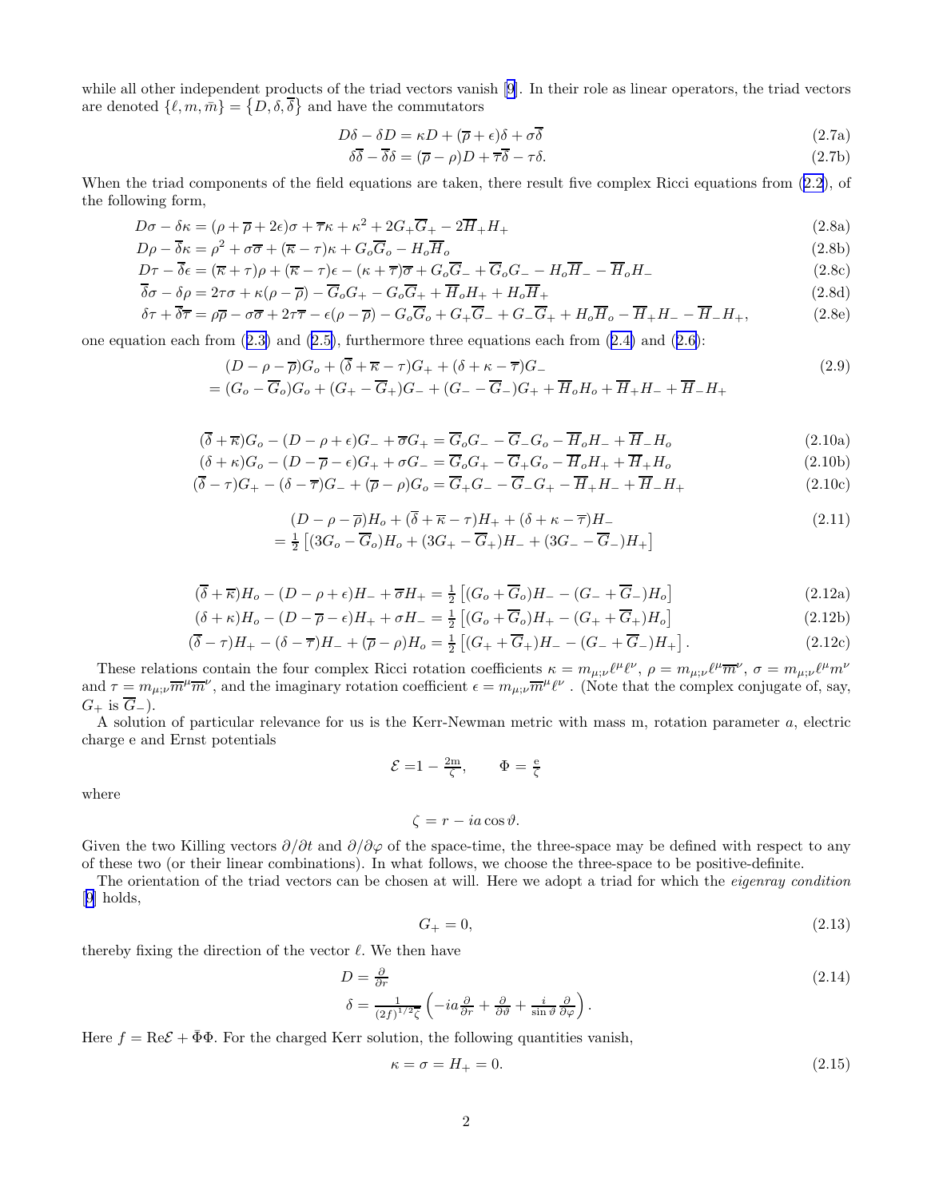while all other independent products of the triad vectors vanish [9]. In their role as linear operators, the triad vectors are denoted $\{\ell, m, \bar{m}\} = \{D, \delta, \overline{\delta}\}$ and have the commutators

$$D\delta - \delta D = \kappa D + (\overline{\rho} + \epsilon)\delta + \sigma\overline{\delta} \tag{2.7a}$$

$$\delta\overline{\delta} - \overline{\delta}\delta = (\overline{\rho} - \rho)D + \overline{\tau}\overline{\delta} - \tau\delta. \tag{2.7b}$$

When the triad components of the field equations are taken, there result five complex Ricci equations from (2.2), of the following form,

$$D\sigma - \delta\kappa = (\rho + \overline{\rho} + 2\epsilon)\sigma + \overline{\tau}\kappa + \kappa^2 + 2G_+\overline{G}_+ - 2\overline{H}_+H_+ \tag{2.8a}$$

$$D\rho - \overline{\delta}\kappa = \rho^2 + \sigma\overline{\sigma} + (\overline{\kappa} - \tau)\kappa + G_o\overline{G}_o - H_o\overline{H}_o \tag{2.8b}$$

$$D\tau - \overline{\delta}\epsilon = (\overline{\kappa} + \tau)\rho + (\overline{\kappa} - \tau)\epsilon - (\kappa + \overline{\tau})\overline{\sigma} + G_o\overline{G}_- + \overline{G}_oG_- - H_o\overline{H}_- - \overline{H}_oH_- \tag{2.8c}$$

$$\overline{\delta}\sigma - \delta\rho = 2\tau\sigma + \kappa(\rho - \overline{\rho}) - \overline{G}_oG_+ - G_o\overline{G}_+ + \overline{H}_oH_+ + H_o\overline{H}_+ \tag{2.8d}$$

$$\delta\tau + \overline{\delta}\overline{\tau} = \rho\overline{\rho} - \sigma\overline{\sigma} + 2\tau\overline{\tau} - \epsilon(\rho - \overline{\rho}) - G_o\overline{G}_o + G_+\overline{G}_- + G_-\overline{G}_+ + H_o\overline{H}_o - \overline{H}_+H_- - \overline{H}_-H_+, \tag{2.8e}$$

one equation each from (2.3) and (2.5), furthermore three equations each from (2.4) and (2.6):

$$\begin{aligned}&(D - \rho - \overline{\rho})G_o + (\overline{\delta} + \overline{\kappa} - \tau)G_+ + (\delta + \kappa - \overline{\tau})G_- \\ &= (G_o - \overline{G}_o)G_o + (G_+ - \overline{G}_+)G_- + (G_- - \overline{G}_-)G_+ + \overline{H}_oH_o + \overline{H}_+H_- + \overline{H}_-H_+\end{aligned} \tag{2.9}$$

$$(\overline{\delta} + \overline{\kappa})G_o - (D - \rho + \epsilon)G_- + \overline{\sigma}G_+ = \overline{G}_oG_- - \overline{G}_-G_o - \overline{H}_oH_- + \overline{H}_-H_o \tag{2.10a}$$

$$(\delta + \kappa)G_o - (D - \overline{\rho} - \epsilon)G_+ + \sigma G_- = \overline{G}_oG_+ - \overline{G}_+G_o - \overline{H}_oH_+ + \overline{H}_+H_o \tag{2.10b}$$

$$(\overline{\delta} - \tau)G_+ - (\delta - \overline{\tau})G_- + (\overline{\rho} - \rho)G_o = \overline{G}_+G_- - \overline{G}_-G_+ - \overline{H}_+H_- + \overline{H}_-H_+ \tag{2.10c}$$

$$\begin{aligned}&(D - \rho - \overline{\rho})H_o + (\overline{\delta} + \overline{\kappa} - \tau)H_+ + (\delta + \kappa - \overline{\tau})H_- \\ &= \tfrac{1}{2}\left[(3G_o - \overline{G}_o)H_o + (3G_+ - \overline{G}_+)H_- + (3G_- - \overline{G}_-)H_+\right]\end{aligned} \tag{2.11}$$

$$(\overline{\delta} + \overline{\kappa})H_o - (D - \rho + \epsilon)H_- + \overline{\sigma}H_+ = \tfrac{1}{2}\left[(G_o + \overline{G}_o)H_- - (G_- + \overline{G}_-)H_o\right] \tag{2.12a}$$

$$(\delta + \kappa)H_o - (D - \overline{\rho} - \epsilon)H_+ + \sigma H_- = \tfrac{1}{2}\left[(G_o + \overline{G}_o)H_+ - (G_+ + \overline{G}_+)H_o\right] \tag{2.12b}$$

$$(\overline{\delta} - \tau)H_+ - (\delta - \overline{\tau})H_- + (\overline{\rho} - \rho)H_o = \tfrac{1}{2}\left[(G_+ + \overline{G}_+)H_- - (G_- + \overline{G}_-)H_+\right]. \tag{2.12c}$$

These relations contain the four complex Ricci rotation coefficients $\kappa = m_{\mu;\nu}\ell^\mu\ell^\nu$, $\rho = m_{\mu;\nu}\ell^\mu\overline{m}^\nu$, $\sigma = m_{\mu;\nu}\ell^\mu m^\nu$ and $\tau = m_{\mu;\nu}\overline{m}^\mu\overline{m}^\nu$, and the imaginary rotation coefficient $\epsilon = m_{\mu;\nu}\overline{m}^\mu\ell^\nu$ . (Note that the complex conjugate of, say, $G_+$ is $\overline{G}_-$).

A solution of particular relevance for us is the Kerr-Newman metric with mass m, rotation parameter $a$, electric charge e and Ernst potentials

$$\mathcal{E} = 1 - \tfrac{2\mathrm{m}}{\zeta}, \qquad \Phi = \tfrac{\mathrm{e}}{\zeta}$$

where

$$\zeta = r - ia\cos\vartheta.$$

Given the two Killing vectors $\partial/\partial t$ and $\partial/\partial\varphi$ of the space-time, the three-space may be defined with respect to any of these two (or their linear combinations). In what follows, we choose the three-space to be positive-definite.

The orientation of the triad vectors can be chosen at will. Here we adopt a triad for which the *eigenray condition* [9] holds,

$$G_+ = 0, \tag{2.13}$$

thereby fixing the direction of the vector $\ell$. We then have

$$\begin{aligned}D &= \tfrac{\partial}{\partial r} \\ \delta &= \tfrac{1}{(2f)^{1/2}\overline{\zeta}}\left(-ia\tfrac{\partial}{\partial r} + \tfrac{\partial}{\partial\vartheta} + \tfrac{i}{\sin\vartheta}\tfrac{\partial}{\partial\varphi}\right).\end{aligned} \tag{2.14}$$

Here $f = \mathrm{Re}\mathcal{E} + \bar{\Phi}\Phi$. For the charged Kerr solution, the following quantities vanish,

$$\kappa = \sigma = H_+ = 0. \tag{2.15}$$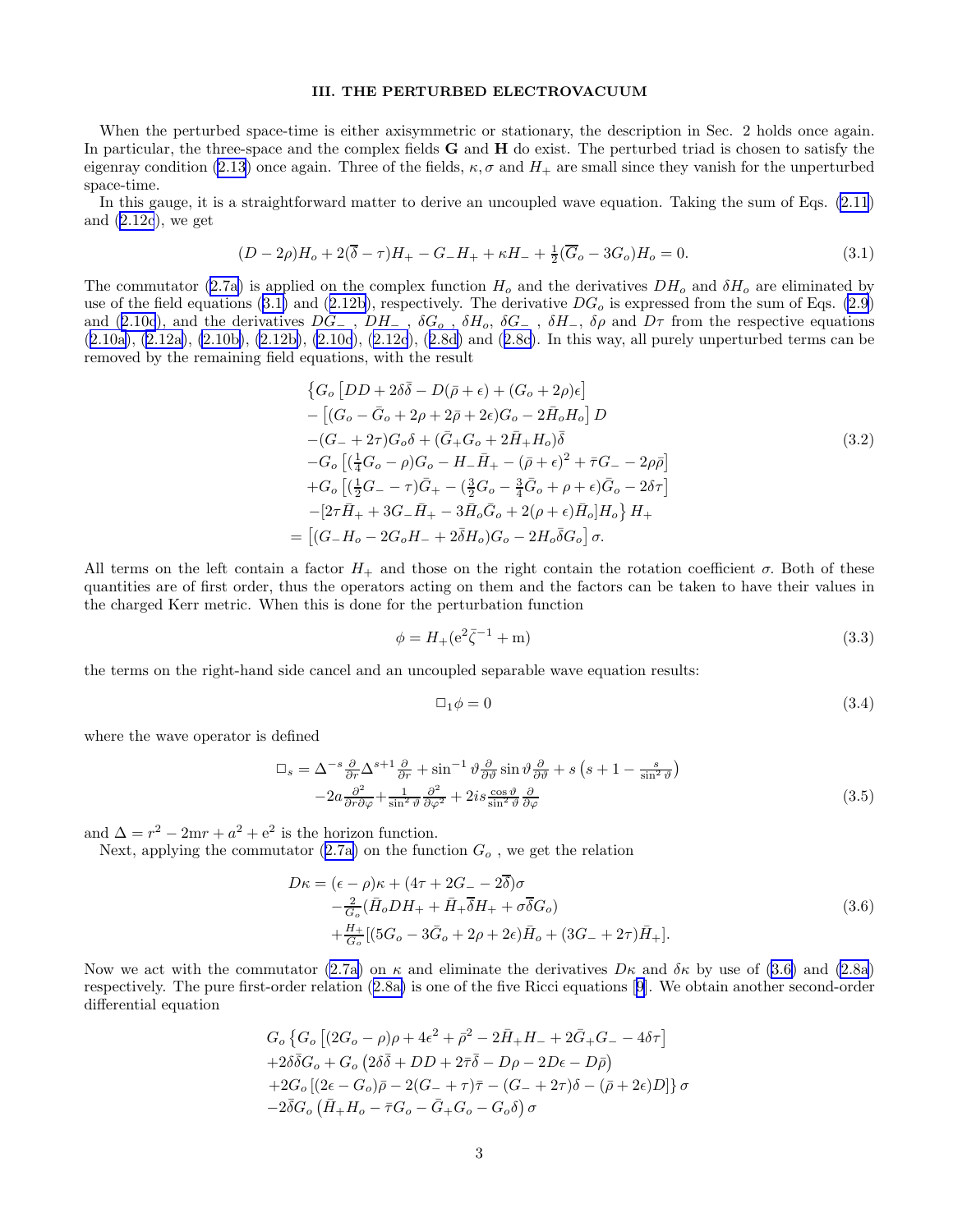### III. THE PERTURBED ELECTROVACUUM

When the perturbed space-time is either axisymmetric or stationary, the description in Sec. 2 holds once again. In particular, the three-space and the complex fields $\mathbf{G}$ and $\mathbf{H}$ do exist. The perturbed triad is chosen to satisfy the eigenray condition (2.13) once again. Three of the fields, $\kappa, \sigma$ and $H_+$ are small since they vanish for the unperturbed space-time.

In this gauge, it is a straightforward matter to derive an uncoupled wave equation. Taking the sum of Eqs. (2.11) and (2.12c), we get

$$(D-2\rho)H_o + 2(\overline{\delta}-\tau)H_+ - G_- H_+ + \kappa H_- + \tfrac{1}{2}(\overline{G}_o - 3G_o)H_o = 0. \tag{3.1}$$

The commutator (2.7a) is applied on the complex function $H_o$ and the derivatives $DH_o$ and $\delta H_o$ are eliminated by use of the field equations (3.1) and (2.12b), respectively. The derivative $DG_o$ is expressed from the sum of Eqs. (2.9) and (2.10c), and the derivatives $DG_-$, $DH_-$, $\delta G_o$, $\delta H_o$, $\delta G_-$, $\delta H_-$, $\delta\rho$ and $D\tau$ from the respective equations (2.10a), (2.12a), (2.10b), (2.12b), (2.10c), (2.12c), (2.8d) and (2.8c). In this way, all purely unperturbed terms can be removed by the remaining field equations, with the result

$$\begin{aligned}
&\big\{G_o\left[DD + 2\delta\bar{\delta} - D(\bar{\rho}+\epsilon) + (G_o+2\rho)\epsilon\right] \\
&-\left[(G_o - \bar{G}_o + 2\rho + 2\bar{\rho} + 2\epsilon)G_o - 2\bar{H}_o H_o\right] D \\
&-(G_- + 2\tau)G_o\delta + (\bar{G}_+ G_o + 2\bar{H}_+ H_o)\bar{\delta} \\
&-G_o\left[(\tfrac{1}{4}G_o - \rho)G_o - H_-\bar{H}_+ - (\bar{\rho}+\epsilon)^2 + \bar{\tau}G_- - 2\rho\bar{\rho}\right] \\
&+G_o\left[(\tfrac{1}{2}G_- - \tau)\bar{G}_+ - (\tfrac{3}{2}G_o - \tfrac{3}{4}\bar{G}_o + \rho + \epsilon)\bar{G}_o - 2\delta\tau\right] \\
&-[2\tau\bar{H}_+ + 3G_-\bar{H}_+ - 3\bar{H}_o\bar{G}_o + 2(\rho+\epsilon)\bar{H}_o]H_o\big\}\, H_+ \\
=\;&\left[(G_- H_o - 2G_o H_- + 2\bar{\delta}H_o)G_o - 2H_o\bar{\delta}G_o\right]\sigma.
\end{aligned} \tag{3.2}$$

All terms on the left contain a factor $H_+$ and those on the right contain the rotation coefficient $\sigma$. Both of these quantities are of first order, thus the operators acting on them and the factors can be taken to have their values in the charged Kerr metric. When this is done for the perturbation function

$$\phi = H_+(\mathrm{e}^2\bar{\zeta}^{-1} + \mathrm{m}) \tag{3.3}$$

the terms on the right-hand side cancel and an uncoupled separable wave equation results:

$$\Box_1 \phi = 0 \tag{3.4}$$

where the wave operator is defined

$$\begin{aligned}
\Box_s =\; &\Delta^{-s}\tfrac{\partial}{\partial r}\Delta^{s+1}\tfrac{\partial}{\partial r} + \sin^{-1}\vartheta\tfrac{\partial}{\partial\vartheta}\sin\vartheta\tfrac{\partial}{\partial\vartheta} + s\left(s+1-\tfrac{s}{\sin^2\vartheta}\right) \\
&-2a\tfrac{\partial^2}{\partial r\partial\varphi} + \tfrac{1}{\sin^2\vartheta}\tfrac{\partial^2}{\partial\varphi^2} + 2is\tfrac{\cos\vartheta}{\sin^2\vartheta}\tfrac{\partial}{\partial\varphi}
\end{aligned} \tag{3.5}$$

and $\Delta = r^2 - 2\mathrm{m}r + a^2 + \mathrm{e}^2$ is the horizon function.

Next, applying the commutator (2.7a) on the function $G_o$, we get the relation

$$\begin{aligned}
D\kappa =\; &(\epsilon - \rho)\kappa + (4\tau + 2G_- - 2\overline{\delta})\sigma \\
&-\tfrac{2}{G_o}(\bar{H}_o DH_+ + \bar{H}_+\overline{\delta}H_+ + \sigma\overline{\delta}G_o) \\
&+\tfrac{H_+}{G_o}[(5G_o - 3\bar{G}_o + 2\rho + 2\epsilon)\bar{H}_o + (3G_- + 2\tau)\bar{H}_+].
\end{aligned} \tag{3.6}$$

Now we act with the commutator (2.7a) on $\kappa$ and eliminate the derivatives $D\kappa$ and $\delta\kappa$ by use of (3.6) and (2.8a) respectively. The pure first-order relation (2.8a) is one of the five Ricci equations [9]. We obtain another second-order differential equation

$$\begin{aligned}
&G_o\big\{G_o\left[(2G_o - \rho)\rho + 4\epsilon^2 + \bar{\rho}^2 - 2\bar{H}_+ H_- + 2\bar{G}_+ G_- - 4\delta\tau\right] \\
&+2\delta\bar{\delta}G_o + G_o\left(2\delta\bar{\delta} + DD + 2\bar{\tau}\bar{\delta} - D\rho - 2D\epsilon - D\bar{\rho}\right) \\
&+2G_o\left[(2\epsilon - G_o)\bar{\rho} - 2(G_- + \tau)\bar{\tau} - (G_- + 2\tau)\delta - (\bar{\rho} + 2\epsilon)D\right]\big\}\,\sigma \\
&-2\bar{\delta}G_o\left(\bar{H}_+ H_o - \bar{\tau}G_o - \bar{G}_+ G_o - G_o\delta\right)\sigma
\end{aligned}$$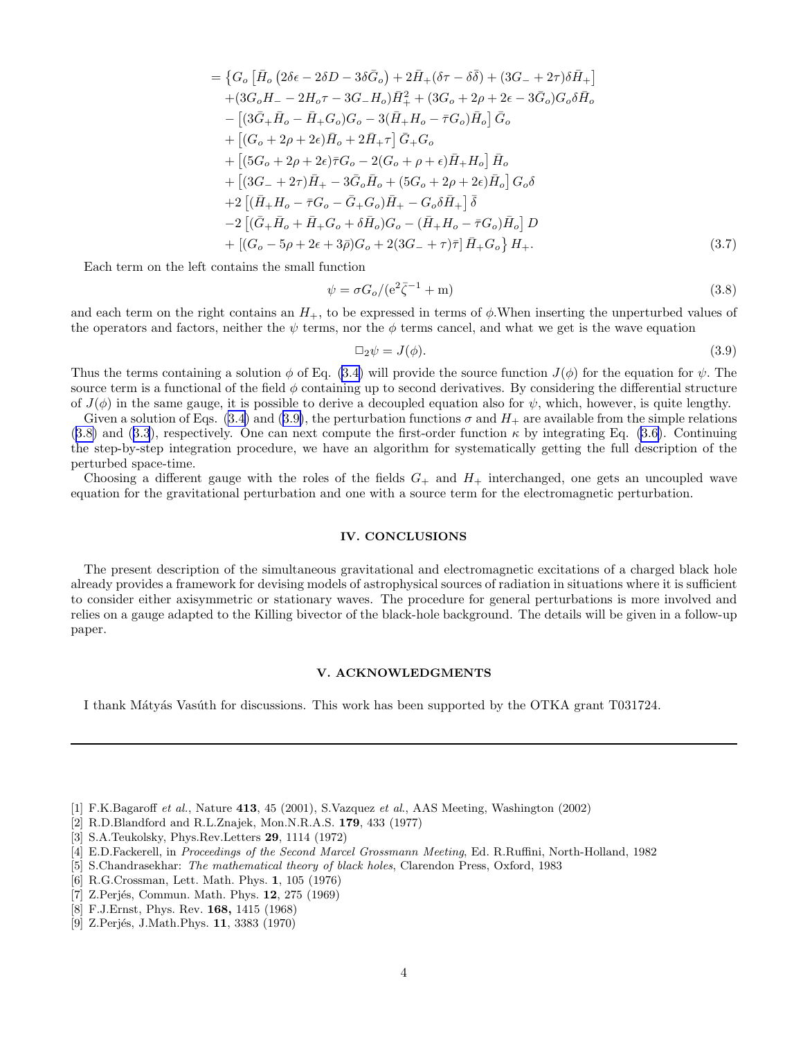$$
\begin{aligned}
= \{ & G_o \left[ \bar{H}_o \left( 2\delta\epsilon - 2\delta D - 3\delta \bar{G}_o \right) + 2\bar{H}_+ (\delta\tau - \delta\bar{\delta}) + (3G_- + 2\tau)\delta \bar{H}_+ \right] \\
& + (3G_o H_- - 2H_o\tau - 3G_- H_o)\bar{H}_+^2 + (3G_o + 2\rho + 2\epsilon - 3\bar{G}_o)G_o \delta \bar{H}_o \\
& - \left[ (3\bar{G}_+ \bar{H}_o - \bar{H}_+ G_o)G_o - 3(\bar{H}_+ H_o - \bar{\tau} G_o)\bar{H}_o \right] \bar{G}_o \\
& + \left[ (G_o + 2\rho + 2\epsilon)\bar{H}_o + 2\bar{H}_+ \tau \right] \bar{G}_+ G_o \\
& + \left[ (5G_o + 2\rho + 2\epsilon)\bar{\tau} G_o - 2(G_o + \rho + \epsilon)\bar{H}_+ H_o \right] \bar{H}_o \\
& + \left[ (3G_- + 2\tau)\bar{H}_+ - 3\bar{G}_o \bar{H}_o + (5G_o + 2\rho + 2\epsilon)\bar{H}_o \right] G_o \delta \\
& + 2\left[ (\bar{H}_+ H_o - \bar{\tau} G_o - \bar{G}_+ G_o)\bar{H}_+ - G_o \delta \bar{H}_+ \right] \bar{\delta} \\
& - 2\left[ (\bar{G}_+ \bar{H}_o + \bar{H}_+ G_o + \delta \bar{H}_o)G_o - (\bar{H}_+ H_o - \bar{\tau} G_o)\bar{H}_o \right] D \\
& + \left[ (G_o - 5\rho + 2\epsilon + 3\bar{\rho})G_o + 2(3G_- + \tau)\bar{\tau} \right] \bar{H}_+ G_o \} H_+ .
\end{aligned}
\tag{3.7}
$$

Each term on the left contains the small function

$$
\psi = \sigma G_o / (\mathrm{e}^2 \bar{\zeta}^{-1} + \mathrm{m})
\tag{3.8}
$$

and each term on the right contains an $H_+$, to be expressed in terms of $\phi$.When inserting the unperturbed values of the operators and factors, neither the $\psi$ terms, nor the $\phi$ terms cancel, and what we get is the wave equation

$$
\Box_2 \psi = J(\phi).
\tag{3.9}
$$

Thus the terms containing a solution $\phi$ of Eq. (3.4) will provide the source function $J(\phi)$ for the equation for $\psi$. The source term is a functional of the field $\phi$ containing up to second derivatives. By considering the differential structure of $J(\phi)$ in the same gauge, it is possible to derive a decoupled equation also for $\psi$, which, however, is quite lengthy.

Given a solution of Eqs. (3.4) and (3.9), the perturbation functions $\sigma$ and $H_+$ are available from the simple relations (3.8) and (3.3), respectively. One can next compute the first-order function $\kappa$ by integrating Eq. (3.6). Continuing the step-by-step integration procedure, we have an algorithm for systematically getting the full description of the perturbed space-time.

Choosing a different gauge with the roles of the fields $G_+$ and $H_+$ interchanged, one gets an uncoupled wave equation for the gravitational perturbation and one with a source term for the electromagnetic perturbation.

## IV. CONCLUSIONS

The present description of the simultaneous gravitational and electromagnetic excitations of a charged black hole already provides a framework for devising models of astrophysical sources of radiation in situations where it is sufficient to consider either axisymmetric or stationary waves. The procedure for general perturbations is more involved and relies on a gauge adapted to the Killing bivector of the black-hole background. The details will be given in a follow-up paper.

## V. ACKNOWLEDGMENTS

I thank Mátyás Vasúth for discussions. This work has been supported by the OTKA grant T031724.

---

[1] F.K.Bagaroff *et al.*, Nature **413**, 45 (2001), S.Vazquez *et al.*, AAS Meeting, Washington (2002)

[2] R.D.Blandford and R.L.Znajek, Mon.N.R.A.S. **179**, 433 (1977)

[3] S.A.Teukolsky, Phys.Rev.Letters **29**, 1114 (1972)

[4] E.D.Fackerell, in *Proceedings of the Second Marcel Grossmann Meeting*, Ed. R.Ruffini, North-Holland, 1982

[5] S.Chandrasekhar: *The mathematical theory of black holes*, Clarendon Press, Oxford, 1983

[6] R.G.Crossman, Lett. Math. Phys. **1**, 105 (1976)

[7] Z.Perjés, Commun. Math. Phys. **12**, 275 (1969)

[8] F.J.Ernst, Phys. Rev. **168,** 1415 (1968)

[9] Z.Perjés, J.Math.Phys. **11**, 3383 (1970)